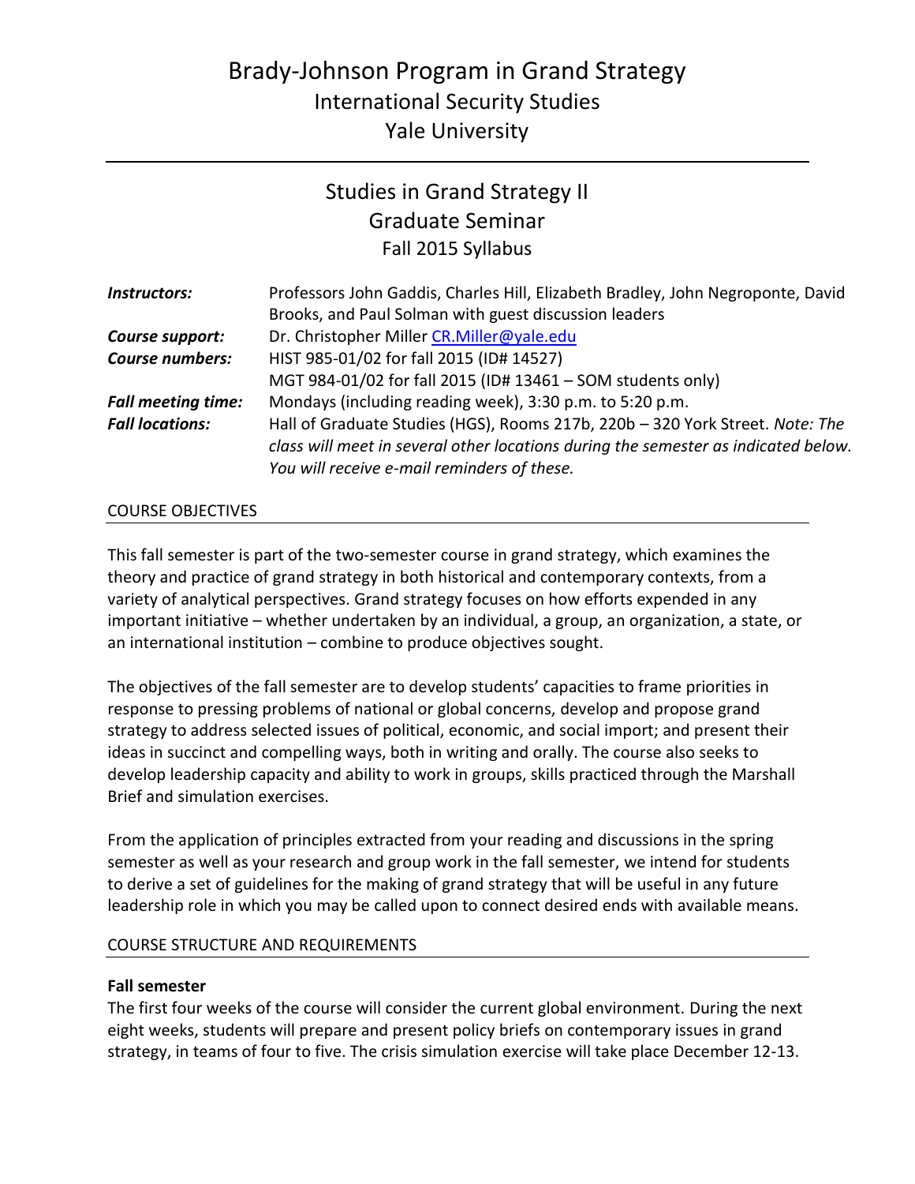# Brady-Johnson Program in Grand Strategy

## International Security Studies

## Yale University

---

## Studies in Grand Strategy II

### Graduate Seminar

### Fall 2015 Syllabus

| | |
|---|---|
| ***Instructors:*** | Professors John Gaddis, Charles Hill, Elizabeth Bradley, John Negroponte, David Brooks, and Paul Solman with guest discussion leaders |
| ***Course support:*** | Dr. Christopher Miller CR.Miller@yale.edu |
| ***Course numbers:*** | HIST 985-01/02 for fall 2015 (ID# 14527)<br>MGT 984-01/02 for fall 2015 (ID# 13461 – SOM students only) |
| ***Fall meeting time:*** | Mondays (including reading week), 3:30 p.m. to 5:20 p.m. |
| ***Fall locations:*** | Hall of Graduate Studies (HGS), Rooms 217b, 220b – 320 York Street. *Note: The class will meet in several other locations during the semester as indicated below. You will receive e-mail reminders of these.* |

### COURSE OBJECTIVES

This fall semester is part of the two-semester course in grand strategy, which examines the theory and practice of grand strategy in both historical and contemporary contexts, from a variety of analytical perspectives. Grand strategy focuses on how efforts expended in any important initiative – whether undertaken by an individual, a group, an organization, a state, or an international institution – combine to produce objectives sought.

The objectives of the fall semester are to develop students' capacities to frame priorities in response to pressing problems of national or global concerns, develop and propose grand strategy to address selected issues of political, economic, and social import; and present their ideas in succinct and compelling ways, both in writing and orally. The course also seeks to develop leadership capacity and ability to work in groups, skills practiced through the Marshall Brief and simulation exercises.

From the application of principles extracted from your reading and discussions in the spring semester as well as your research and group work in the fall semester, we intend for students to derive a set of guidelines for the making of grand strategy that will be useful in any future leadership role in which you may be called upon to connect desired ends with available means.

### COURSE STRUCTURE AND REQUIREMENTS

**Fall semester**

The first four weeks of the course will consider the current global environment. During the next eight weeks, students will prepare and present policy briefs on contemporary issues in grand strategy, in teams of four to five. The crisis simulation exercise will take place December 12-13.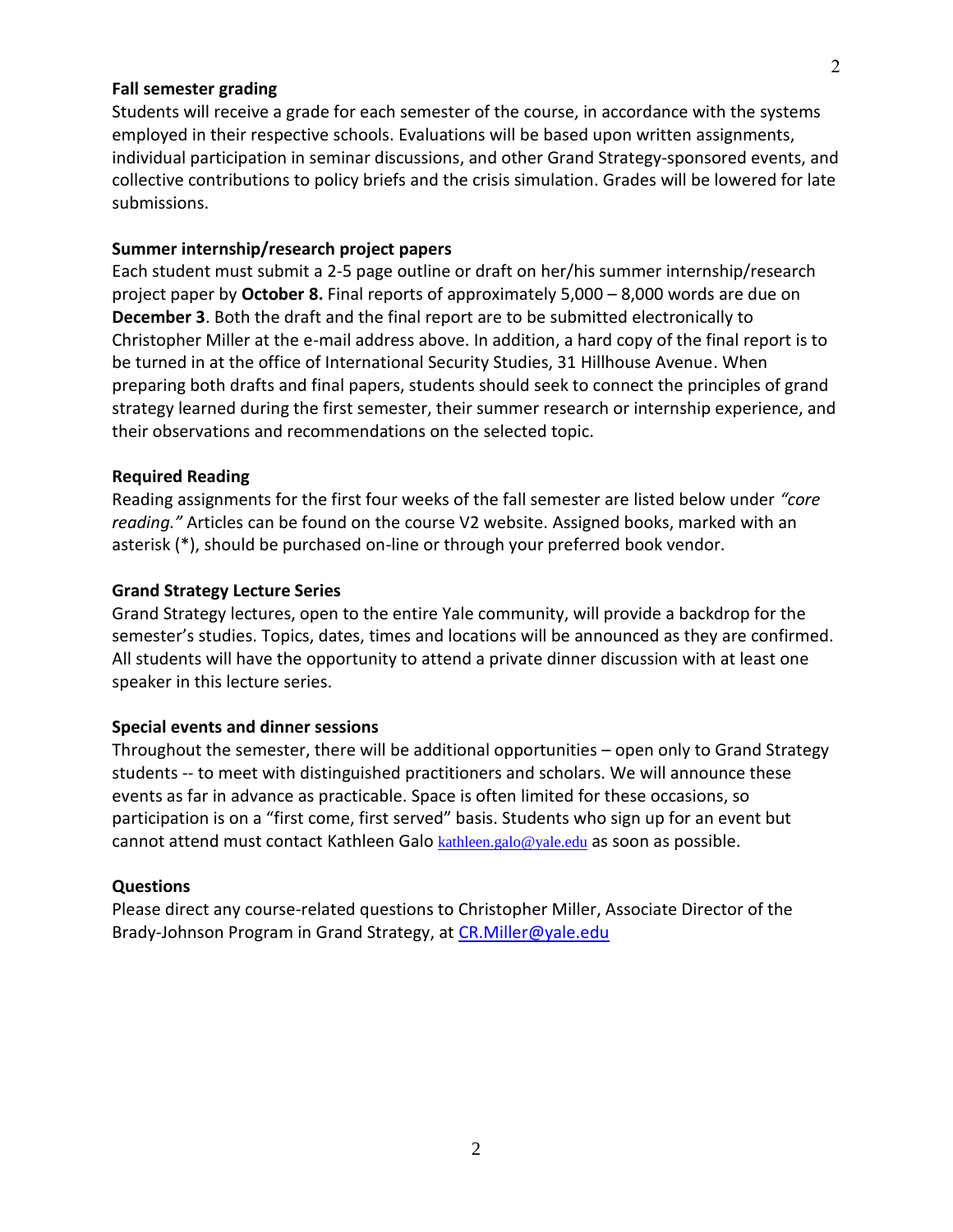**Fall semester grading**

Students will receive a grade for each semester of the course, in accordance with the systems employed in their respective schools. Evaluations will be based upon written assignments, individual participation in seminar discussions, and other Grand Strategy-sponsored events, and collective contributions to policy briefs and the crisis simulation. Grades will be lowered for late submissions.

**Summer internship/research project papers**

Each student must submit a 2-5 page outline or draft on her/his summer internship/research project paper by **October 8.** Final reports of approximately 5,000 – 8,000 words are due on **December 3**. Both the draft and the final report are to be submitted electronically to Christopher Miller at the e-mail address above. In addition, a hard copy of the final report is to be turned in at the office of International Security Studies, 31 Hillhouse Avenue. When preparing both drafts and final papers, students should seek to connect the principles of grand strategy learned during the first semester, their summer research or internship experience, and their observations and recommendations on the selected topic.

**Required Reading**

Reading assignments for the first four weeks of the fall semester are listed below under *"core reading."* Articles can be found on the course V2 website. Assigned books, marked with an asterisk (*), should be purchased on-line or through your preferred book vendor.

**Grand Strategy Lecture Series**

Grand Strategy lectures, open to the entire Yale community, will provide a backdrop for the semester's studies. Topics, dates, times and locations will be announced as they are confirmed. All students will have the opportunity to attend a private dinner discussion with at least one speaker in this lecture series.

**Special events and dinner sessions**

Throughout the semester, there will be additional opportunities – open only to Grand Strategy students -- to meet with distinguished practitioners and scholars. We will announce these events as far in advance as practicable. Space is often limited for these occasions, so participation is on a "first come, first served" basis. Students who sign up for an event but cannot attend must contact Kathleen Galo kathleen.galo@yale.edu as soon as possible.

**Questions**

Please direct any course-related questions to Christopher Miller, Associate Director of the Brady-Johnson Program in Grand Strategy, at CR.Miller@yale.edu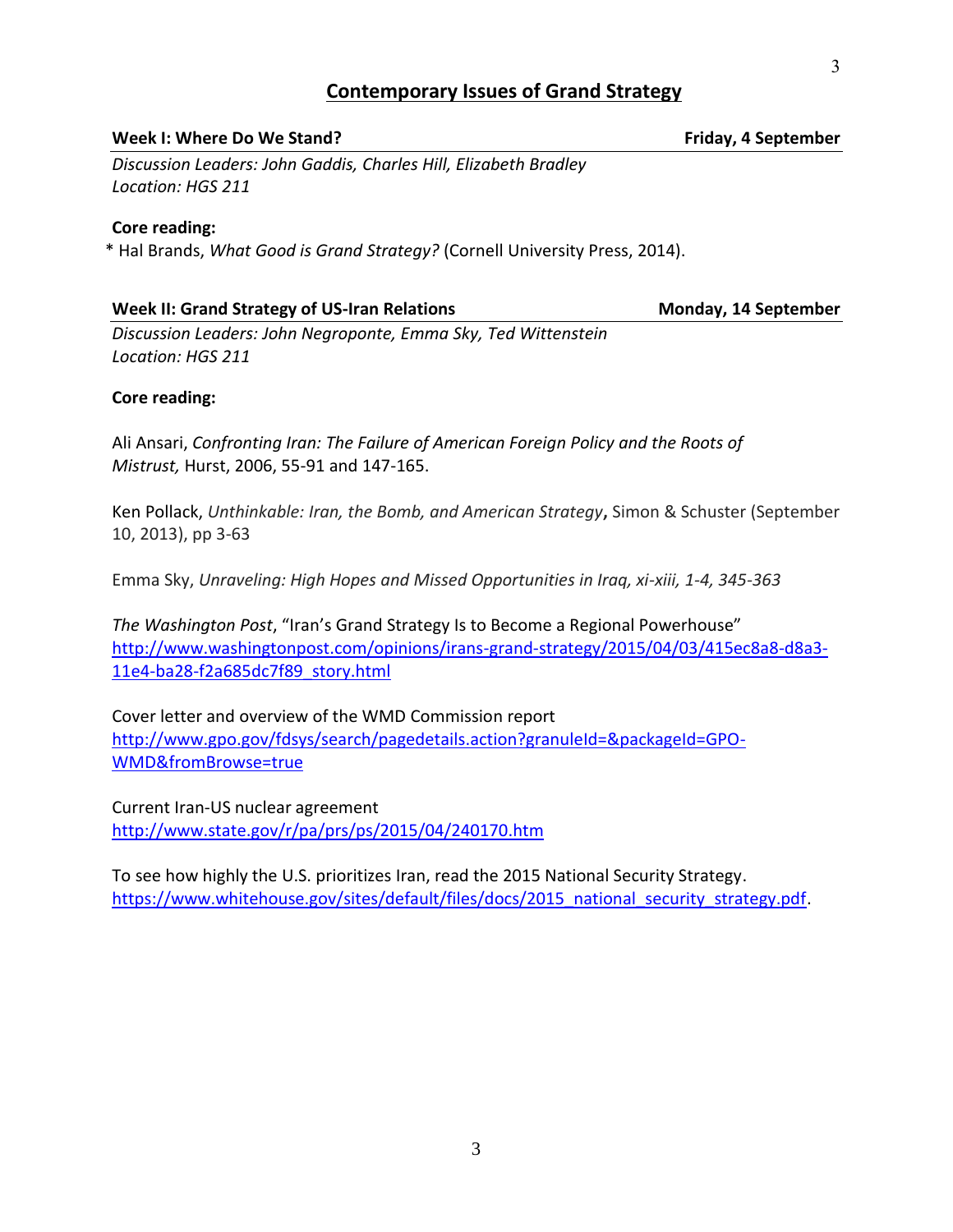## Contemporary Issues of Grand Strategy

**Week I: Where Do We Stand?** **Friday, 4 September**

*Discussion Leaders: John Gaddis, Charles Hill, Elizabeth Bradley*
*Location: HGS 211*

**Core reading:**

* Hal Brands, *What Good is Grand Strategy?* (Cornell University Press, 2014).

**Week II: Grand Strategy of US-Iran Relations** **Monday, 14 September**

*Discussion Leaders: John Negroponte, Emma Sky, Ted Wittenstein*
*Location: HGS 211*

**Core reading:**

Ali Ansari, *Confronting Iran: The Failure of American Foreign Policy and the Roots of Mistrust,* Hurst, 2006, 55-91 and 147-165.

Ken Pollack, *Unthinkable: Iran, the Bomb, and American Strategy***,** Simon & Schuster (September 10, 2013), pp 3-63

Emma Sky, *Unraveling: High Hopes and Missed Opportunities in Iraq, xi-xiii, 1-4, 345-363*

*The Washington Post*, "Iran's Grand Strategy Is to Become a Regional Powerhouse"
http://www.washingtonpost.com/opinions/irans-grand-strategy/2015/04/03/415ec8a8-d8a3-11e4-ba28-f2a685dc7f89_story.html

Cover letter and overview of the WMD Commission report
http://www.gpo.gov/fdsys/search/pagedetails.action?granuleId=&packageId=GPO-WMD&fromBrowse=true

Current Iran-US nuclear agreement
http://www.state.gov/r/pa/prs/ps/2015/04/240170.htm

To see how highly the U.S. prioritizes Iran, read the 2015 National Security Strategy.
https://www.whitehouse.gov/sites/default/files/docs/2015_national_security_strategy.pdf.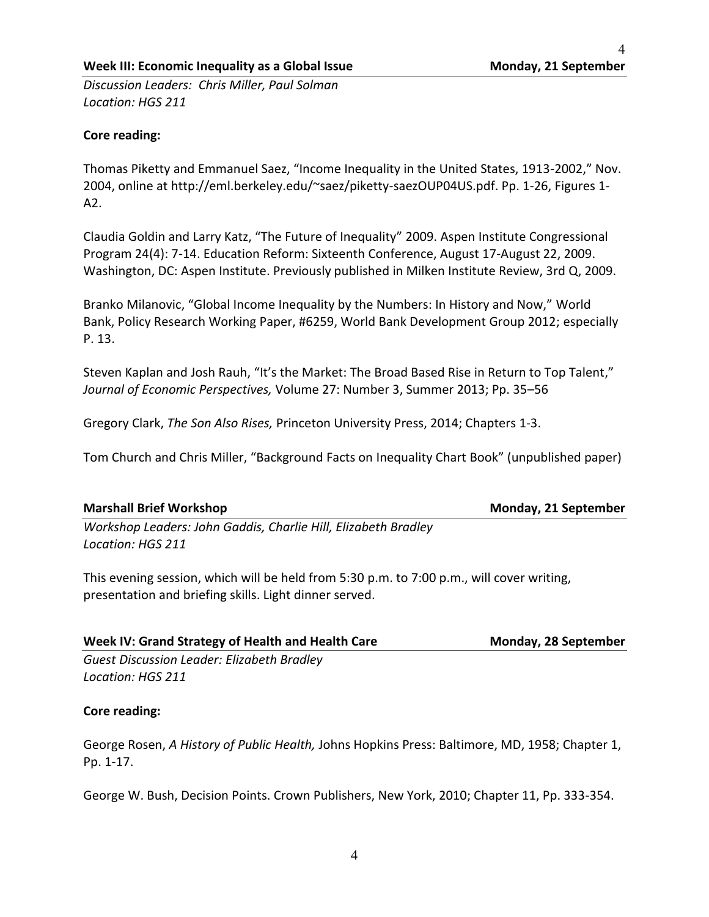**Week III: Economic Inequality as a Global Issue** **Monday, 21 September**

*Discussion Leaders: Chris Miller, Paul Solman*
*Location: HGS 211*

**Core reading:**

Thomas Piketty and Emmanuel Saez, "Income Inequality in the United States, 1913-2002," Nov. 2004, online at http://eml.berkeley.edu/~saez/piketty-saezOUP04US.pdf. Pp. 1-26, Figures 1-A2.

Claudia Goldin and Larry Katz, "The Future of Inequality" 2009. Aspen Institute Congressional Program 24(4): 7-14. Education Reform: Sixteenth Conference, August 17-August 22, 2009. Washington, DC: Aspen Institute. Previously published in Milken Institute Review, 3rd Q, 2009.

Branko Milanovic, "Global Income Inequality by the Numbers: In History and Now," World Bank, Policy Research Working Paper, #6259, World Bank Development Group 2012; especially P. 13.

Steven Kaplan and Josh Rauh, "It's the Market: The Broad Based Rise in Return to Top Talent," *Journal of Economic Perspectives,* Volume 27: Number 3, Summer 2013; Pp. 35–56

Gregory Clark, *The Son Also Rises,* Princeton University Press, 2014; Chapters 1-3.

Tom Church and Chris Miller, "Background Facts on Inequality Chart Book" (unpublished paper)

**Marshall Brief Workshop** **Monday, 21 September**

*Workshop Leaders: John Gaddis, Charlie Hill, Elizabeth Bradley*
*Location: HGS 211*

This evening session, which will be held from 5:30 p.m. to 7:00 p.m., will cover writing, presentation and briefing skills. Light dinner served.

**Week IV: Grand Strategy of Health and Health Care** **Monday, 28 September**

*Guest Discussion Leader: Elizabeth Bradley*
*Location: HGS 211*

**Core reading:**

George Rosen, *A History of Public Health,* Johns Hopkins Press: Baltimore, MD, 1958; Chapter 1, Pp. 1-17.

George W. Bush, Decision Points. Crown Publishers, New York, 2010; Chapter 11, Pp. 333-354.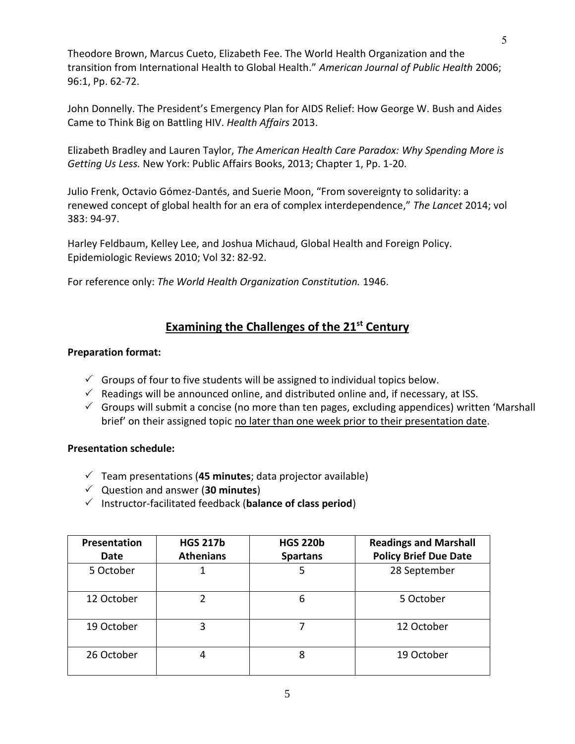Theodore Brown, Marcus Cueto, Elizabeth Fee. The World Health Organization and the transition from International Health to Global Health." *American Journal of Public Health* 2006; 96:1, Pp. 62-72.

John Donnelly. The President's Emergency Plan for AIDS Relief: How George W. Bush and Aides Came to Think Big on Battling HIV. *Health Affairs* 2013.

Elizabeth Bradley and Lauren Taylor, *The American Health Care Paradox: Why Spending More is Getting Us Less.* New York: Public Affairs Books, 2013; Chapter 1, Pp. 1-20.

Julio Frenk, Octavio Gómez-Dantés, and Suerie Moon, "From sovereignty to solidarity: a renewed concept of global health for an era of complex interdependence," *The Lancet* 2014; vol 383: 94-97.

Harley Feldbaum, Kelley Lee, and Joshua Michaud, Global Health and Foreign Policy. Epidemiologic Reviews 2010; Vol 32: 82-92.

For reference only: *The World Health Organization Constitution.* 1946.

## Examining the Challenges of the 21st Century

**Preparation format:**

- ✓ Groups of four to five students will be assigned to individual topics below.
- ✓ Readings will be announced online, and distributed online and, if necessary, at ISS.
- ✓ Groups will submit a concise (no more than ten pages, excluding appendices) written 'Marshall brief' on their assigned topic no later than one week prior to their presentation date.

**Presentation schedule:**

- ✓ Team presentations (**45 minutes**; data projector available)
- ✓ Question and answer (**30 minutes**)
- ✓ Instructor-facilitated feedback (**balance of class period**)

| Presentation Date | HGS 217b Athenians | HGS 220b Spartans | Readings and Marshall Policy Brief Due Date |
|---|---|---|---|
| 5 October | 1 | 5 | 28 September |
| 12 October | 2 | 6 | 5 October |
| 19 October | 3 | 7 | 12 October |
| 26 October | 4 | 8 | 19 October |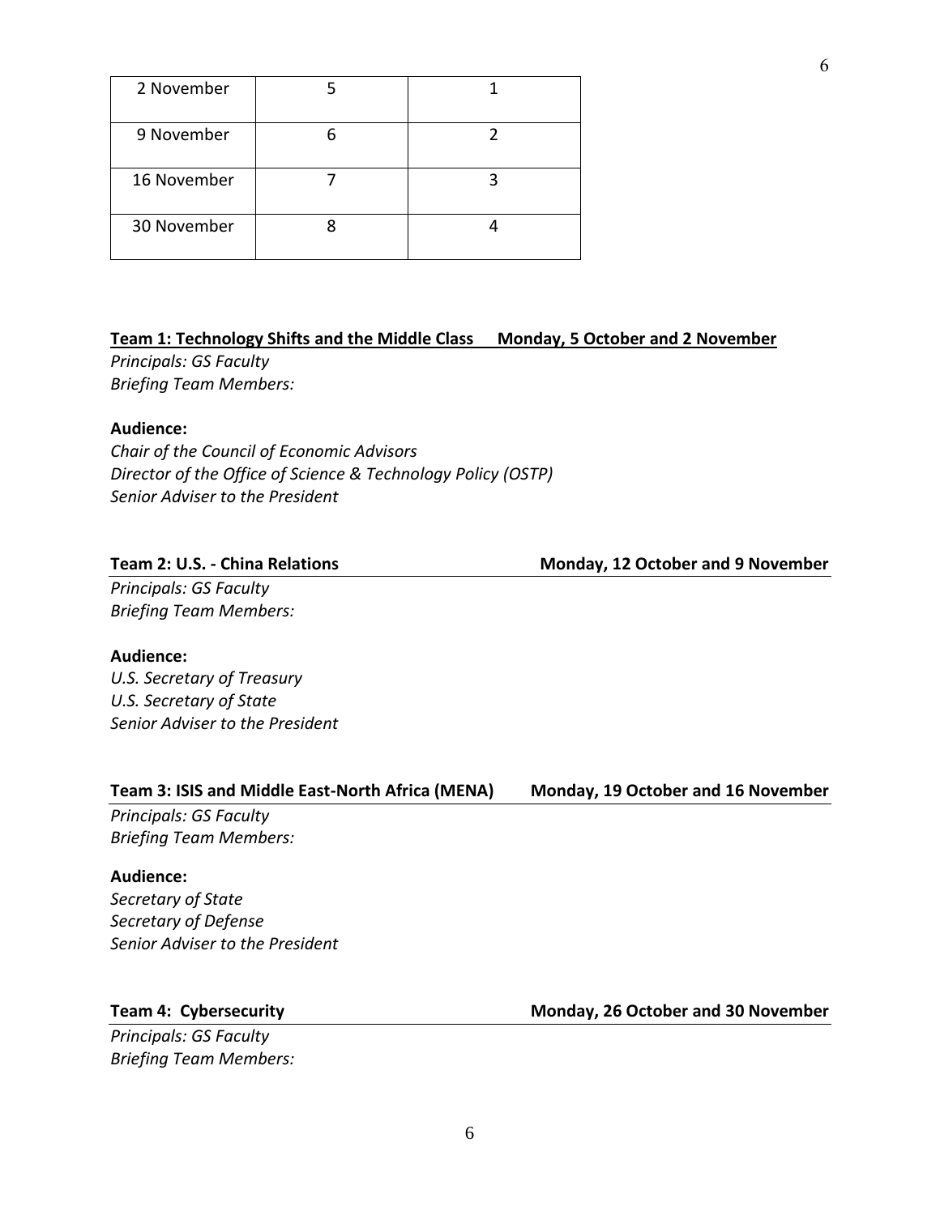| | | |
|---|---|---|
| 2 November | 5 | 1 |
| 9 November | 6 | 2 |
| 16 November | 7 | 3 |
| 30 November | 8 | 4 |

**Team 1: Technology Shifts and the Middle Class      Monday, 5 October and 2 November**

*Principals: GS Faculty*
*Briefing Team Members:*

**Audience:**
*Chair of the Council of Economic Advisors*
*Director of the Office of Science & Technology Policy (OSTP)*
*Senior Adviser to the President*

**Team 2: U.S. - China Relations      Monday, 12 October and 9 November**

*Principals: GS Faculty*
*Briefing Team Members:*

**Audience:**
*U.S. Secretary of Treasury*
*U.S. Secretary of State*
*Senior Adviser to the President*

**Team 3: ISIS and Middle East-North Africa (MENA)      Monday, 19 October and 16 November**

*Principals: GS Faculty*
*Briefing Team Members:*

**Audience:**
*Secretary of State*
*Secretary of Defense*
*Senior Adviser to the President*

**Team 4: Cybersecurity      Monday, 26 October and 30 November**

*Principals: GS Faculty*
*Briefing Team Members:*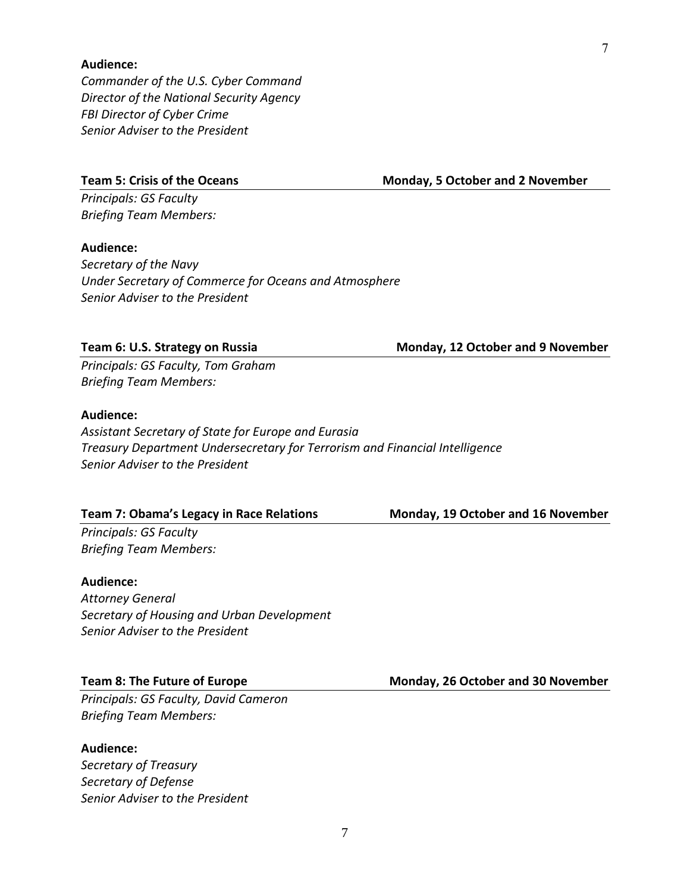**Audience:**
*Commander of the U.S. Cyber Command*
*Director of the National Security Agency*
*FBI Director of Cyber Crime*
*Senior Adviser to the President*

**Team 5: Crisis of the Oceans** **Monday, 5 October and 2 November**

*Principals: GS Faculty*
*Briefing Team Members:*

**Audience:**
*Secretary of the Navy*
*Under Secretary of Commerce for Oceans and Atmosphere*
*Senior Adviser to the President*

**Team 6: U.S. Strategy on Russia** **Monday, 12 October and 9 November**

*Principals: GS Faculty, Tom Graham*
*Briefing Team Members:*

**Audience:**
*Assistant Secretary of State for Europe and Eurasia*
*Treasury Department Undersecretary for Terrorism and Financial Intelligence*
*Senior Adviser to the President*

**Team 7: Obama's Legacy in Race Relations** **Monday, 19 October and 16 November**

*Principals: GS Faculty*
*Briefing Team Members:*

**Audience:**
*Attorney General*
*Secretary of Housing and Urban Development*
*Senior Adviser to the President*

**Team 8: The Future of Europe** **Monday, 26 October and 30 November**

*Principals: GS Faculty, David Cameron*
*Briefing Team Members:*

**Audience:**
*Secretary of Treasury*
*Secretary of Defense*
*Senior Adviser to the President*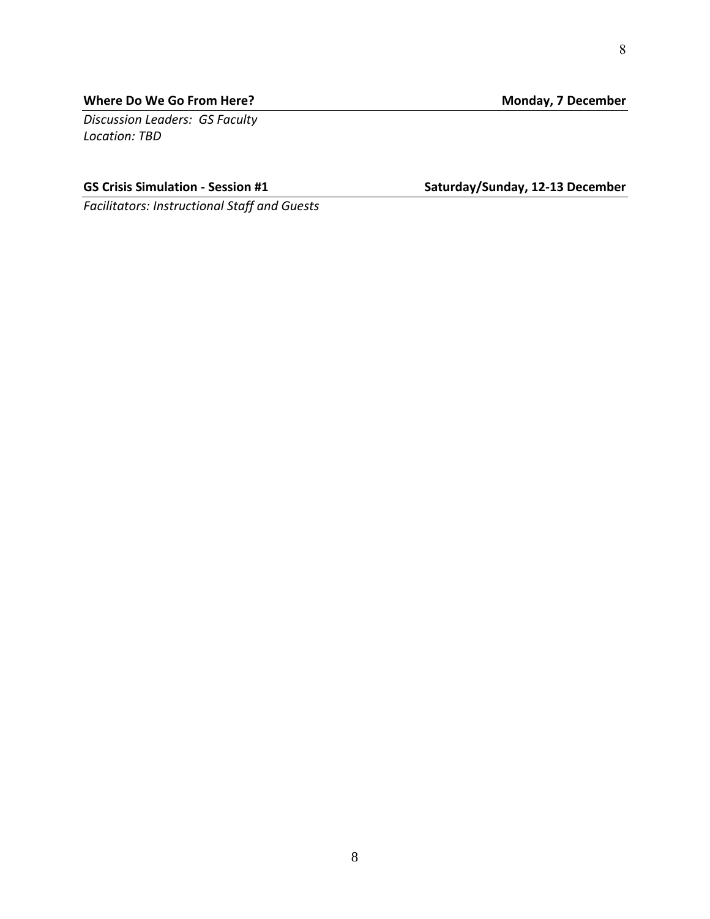**Where Do We Go From Here?** **Monday, 7 December**

*Discussion Leaders: GS Faculty*
*Location: TBD*

**GS Crisis Simulation - Session #1** **Saturday/Sunday, 12-13 December**

*Facilitators: Instructional Staff and Guests*